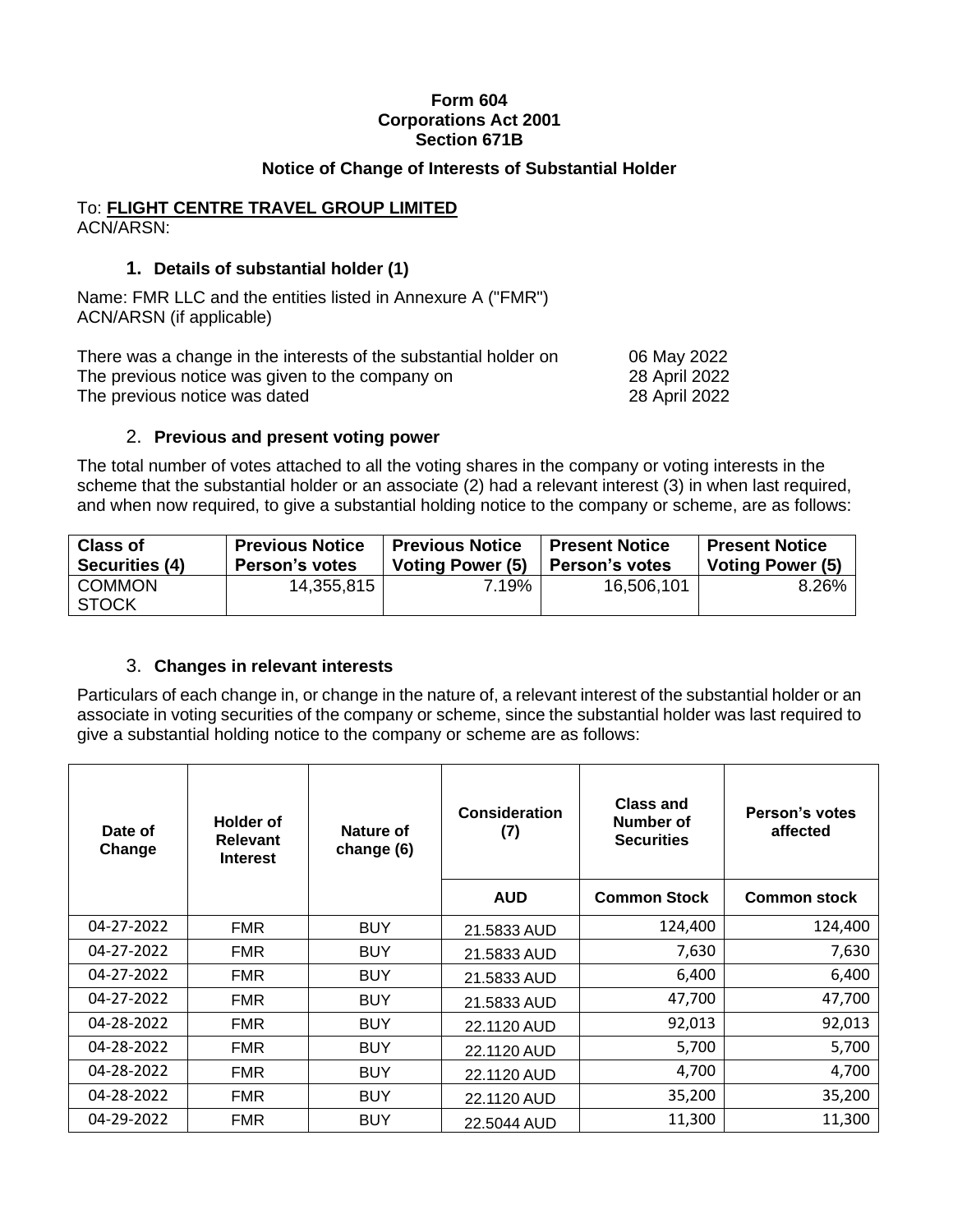**Form 604**
**Corporations Act 2001**
**Section 671B**

**Notice of Change of Interests of Substantial Holder**

To: **FLIGHT CENTRE TRAVEL GROUP LIMITED**
ACN/ARSN:

## 1. Details of substantial holder (1)

Name: FMR LLC and the entities listed in Annexure A ("FMR")
ACN/ARSN (if applicable)

There was a change in the interests of the substantial holder on 06 May 2022
The previous notice was given to the company on 28 April 2022
The previous notice was dated 28 April 2022

## 2. Previous and present voting power

The total number of votes attached to all the voting shares in the company or voting interests in the scheme that the substantial holder or an associate (2) had a relevant interest (3) in when last required, and when now required, to give a substantial holding notice to the company or scheme, are as follows:

| Class of Securities (4) | Previous Notice Person's votes | Previous Notice Voting Power (5) | Present Notice Person's votes | Present Notice Voting Power (5) |
|---|---|---|---|---|
| COMMON STOCK | 14,355,815 | 7.19% | 16,506,101 | 8.26% |

## 3. Changes in relevant interests

Particulars of each change in, or change in the nature of, a relevant interest of the substantial holder or an associate in voting securities of the company or scheme, since the substantial holder was last required to give a substantial holding notice to the company or scheme are as follows:

| Date of Change | Holder of Relevant Interest | Nature of change (6) | Consideration (7) | Class and Number of Securities | Person's votes affected |
|---|---|---|---|---|---|
| | | | AUD | Common Stock | Common stock |
| 04-27-2022 | FMR | BUY | 21.5833 AUD | 124,400 | 124,400 |
| 04-27-2022 | FMR | BUY | 21.5833 AUD | 7,630 | 7,630 |
| 04-27-2022 | FMR | BUY | 21.5833 AUD | 6,400 | 6,400 |
| 04-27-2022 | FMR | BUY | 21.5833 AUD | 47,700 | 47,700 |
| 04-28-2022 | FMR | BUY | 22.1120 AUD | 92,013 | 92,013 |
| 04-28-2022 | FMR | BUY | 22.1120 AUD | 5,700 | 5,700 |
| 04-28-2022 | FMR | BUY | 22.1120 AUD | 4,700 | 4,700 |
| 04-28-2022 | FMR | BUY | 22.1120 AUD | 35,200 | 35,200 |
| 04-29-2022 | FMR | BUY | 22.5044 AUD | 11,300 | 11,300 |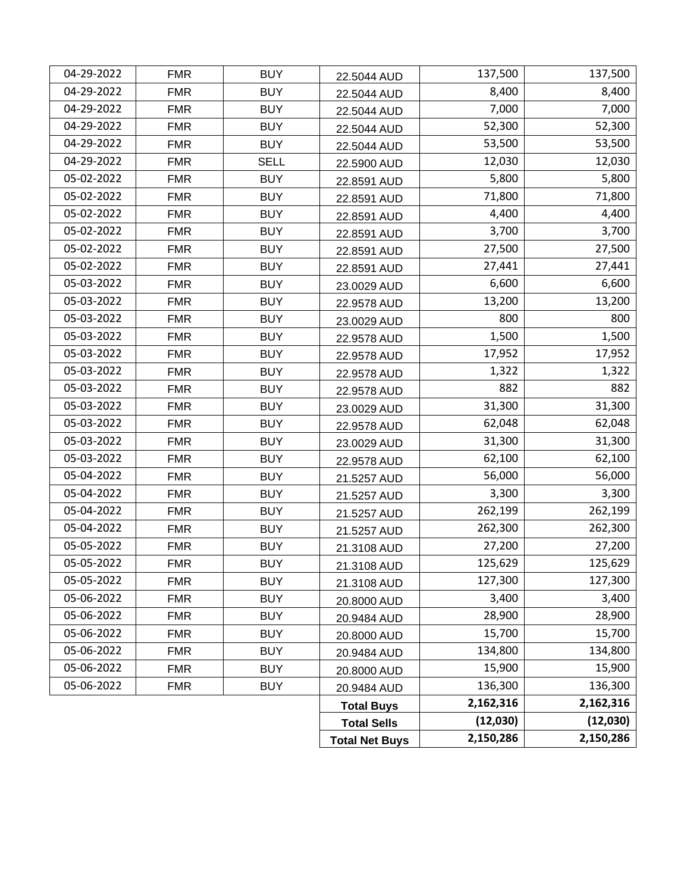| | | | | | |
|---|---|---|---|---|---|
| 04-29-2022 | FMR | BUY | 22.5044 AUD | 137,500 | 137,500 |
| 04-29-2022 | FMR | BUY | 22.5044 AUD | 8,400 | 8,400 |
| 04-29-2022 | FMR | BUY | 22.5044 AUD | 7,000 | 7,000 |
| 04-29-2022 | FMR | BUY | 22.5044 AUD | 52,300 | 52,300 |
| 04-29-2022 | FMR | BUY | 22.5044 AUD | 53,500 | 53,500 |
| 04-29-2022 | FMR | SELL | 22.5900 AUD | 12,030 | 12,030 |
| 05-02-2022 | FMR | BUY | 22.8591 AUD | 5,800 | 5,800 |
| 05-02-2022 | FMR | BUY | 22.8591 AUD | 71,800 | 71,800 |
| 05-02-2022 | FMR | BUY | 22.8591 AUD | 4,400 | 4,400 |
| 05-02-2022 | FMR | BUY | 22.8591 AUD | 3,700 | 3,700 |
| 05-02-2022 | FMR | BUY | 22.8591 AUD | 27,500 | 27,500 |
| 05-02-2022 | FMR | BUY | 22.8591 AUD | 27,441 | 27,441 |
| 05-03-2022 | FMR | BUY | 23.0029 AUD | 6,600 | 6,600 |
| 05-03-2022 | FMR | BUY | 22.9578 AUD | 13,200 | 13,200 |
| 05-03-2022 | FMR | BUY | 23.0029 AUD | 800 | 800 |
| 05-03-2022 | FMR | BUY | 22.9578 AUD | 1,500 | 1,500 |
| 05-03-2022 | FMR | BUY | 22.9578 AUD | 17,952 | 17,952 |
| 05-03-2022 | FMR | BUY | 22.9578 AUD | 1,322 | 1,322 |
| 05-03-2022 | FMR | BUY | 22.9578 AUD | 882 | 882 |
| 05-03-2022 | FMR | BUY | 23.0029 AUD | 31,300 | 31,300 |
| 05-03-2022 | FMR | BUY | 22.9578 AUD | 62,048 | 62,048 |
| 05-03-2022 | FMR | BUY | 23.0029 AUD | 31,300 | 31,300 |
| 05-03-2022 | FMR | BUY | 22.9578 AUD | 62,100 | 62,100 |
| 05-04-2022 | FMR | BUY | 21.5257 AUD | 56,000 | 56,000 |
| 05-04-2022 | FMR | BUY | 21.5257 AUD | 3,300 | 3,300 |
| 05-04-2022 | FMR | BUY | 21.5257 AUD | 262,199 | 262,199 |
| 05-04-2022 | FMR | BUY | 21.5257 AUD | 262,300 | 262,300 |
| 05-05-2022 | FMR | BUY | 21.3108 AUD | 27,200 | 27,200 |
| 05-05-2022 | FMR | BUY | 21.3108 AUD | 125,629 | 125,629 |
| 05-05-2022 | FMR | BUY | 21.3108 AUD | 127,300 | 127,300 |
| 05-06-2022 | FMR | BUY | 20.8000 AUD | 3,400 | 3,400 |
| 05-06-2022 | FMR | BUY | 20.9484 AUD | 28,900 | 28,900 |
| 05-06-2022 | FMR | BUY | 20.8000 AUD | 15,700 | 15,700 |
| 05-06-2022 | FMR | BUY | 20.9484 AUD | 134,800 | 134,800 |
| 05-06-2022 | FMR | BUY | 20.8000 AUD | 15,900 | 15,900 |
| 05-06-2022 | FMR | BUY | 20.9484 AUD | 136,300 | 136,300 |
| | | | **Total Buys** | **2,162,316** | **2,162,316** |
| | | | **Total Sells** | **(12,030)** | **(12,030)** |
| | | | **Total Net Buys** | **2,150,286** | **2,150,286** |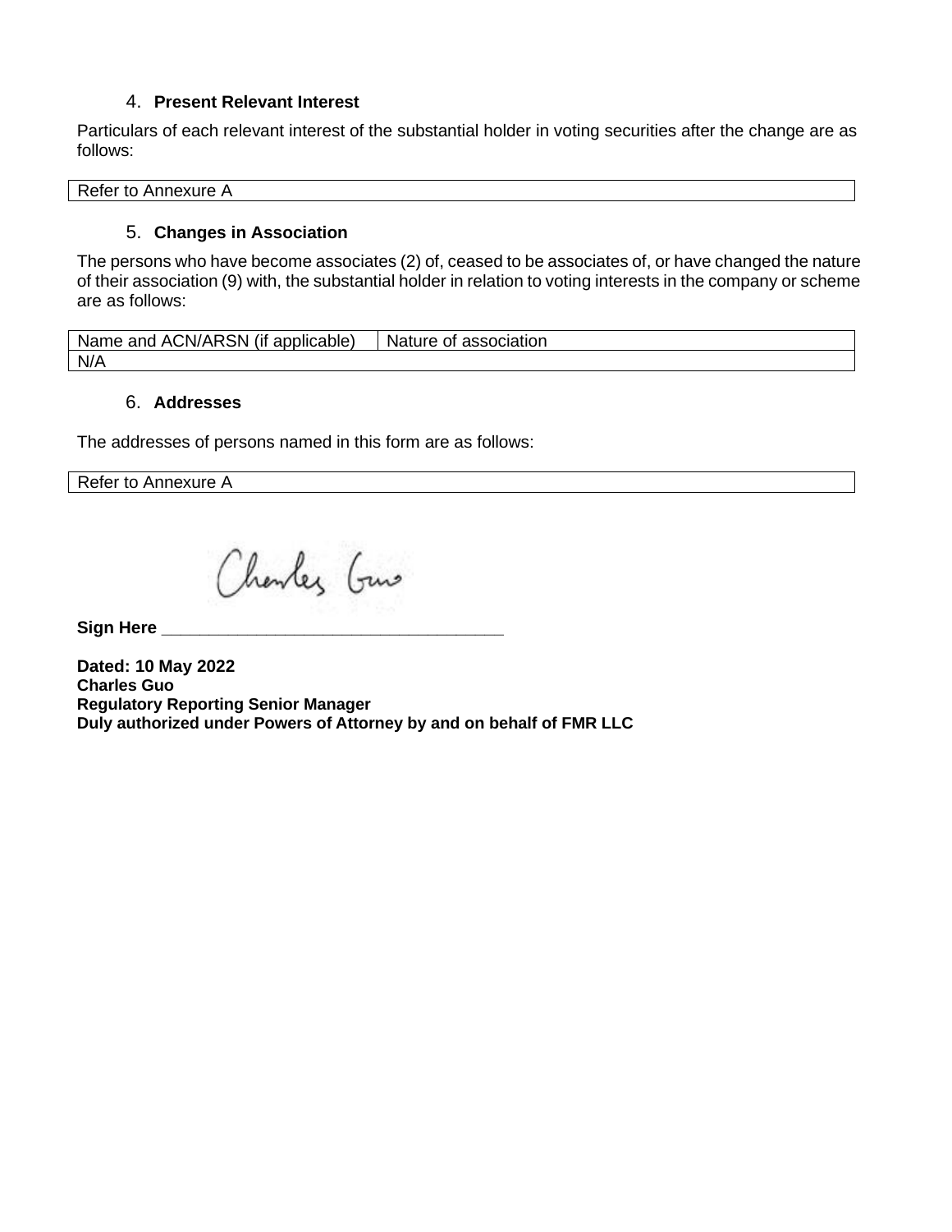4. **Present Relevant Interest**

Particulars of each relevant interest of the substantial holder in voting securities after the change are as follows:

| Refer to Annexure A |
|---|

5. **Changes in Association**

The persons who have become associates (2) of, ceased to be associates of, or have changed the nature of their association (9) with, the substantial holder in relation to voting interests in the company or scheme are as follows:

| Name and ACN/ARSN (if applicable) | Nature of association |
|---|---|
| N/A | |

6. **Addresses**

The addresses of persons named in this form are as follows:

| Refer to Annexure A |
|---|

**Sign Here** ___________________________________

**Dated: 10 May 2022**
**Charles Guo**
**Regulatory Reporting Senior Manager**
**Duly authorized under Powers of Attorney by and on behalf of FMR LLC**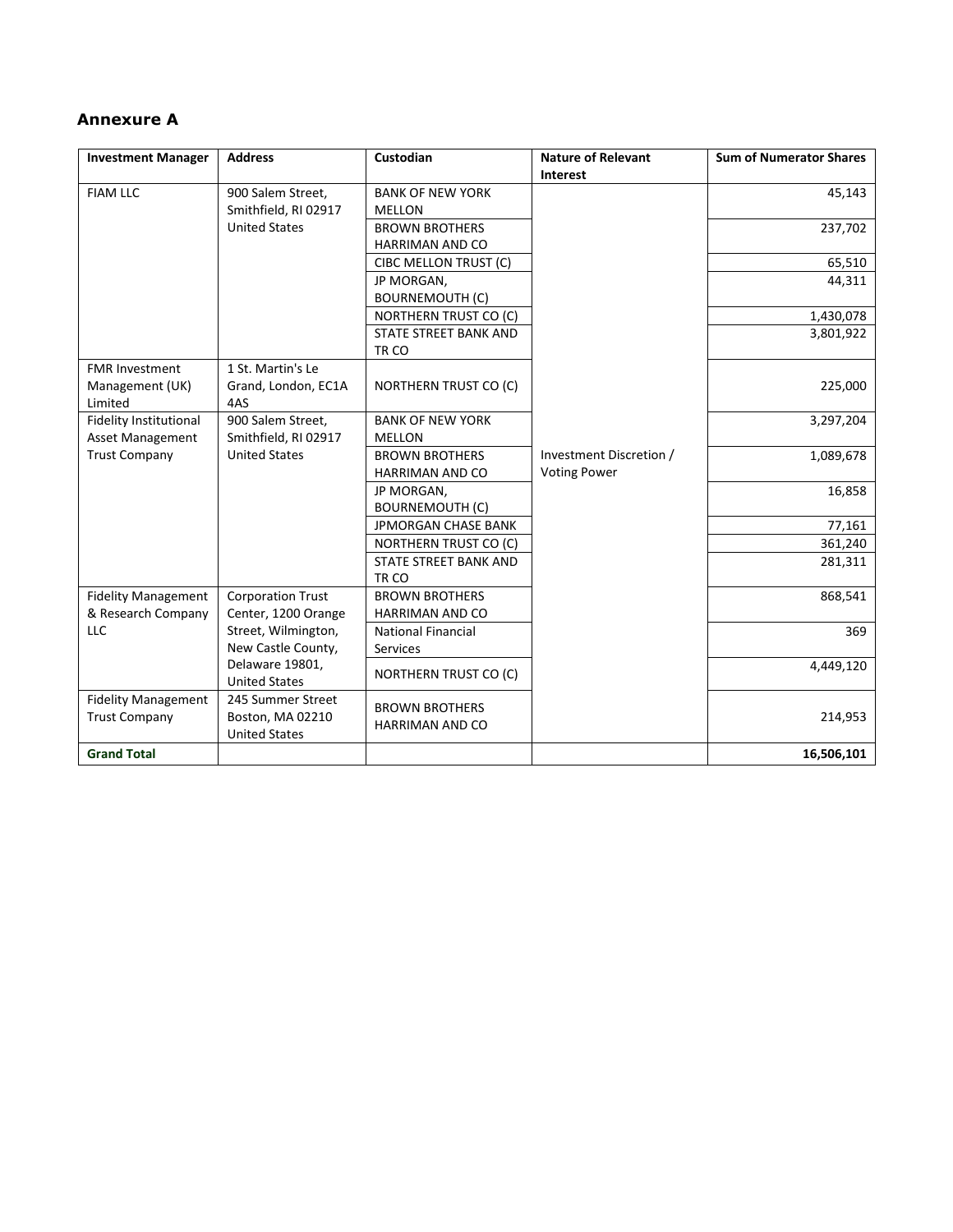## Annexure A

| Investment Manager | Address | Custodian | Nature of Relevant Interest | Sum of Numerator Shares |
|---|---|---|---|---|
| FIAM LLC | 900 Salem Street, Smithfield, RI 02917 United States | BANK OF NEW YORK MELLON | Investment Discretion / Voting Power | 45,143 |
| | | BROWN BROTHERS HARRIMAN AND CO | | 237,702 |
| | | CIBC MELLON TRUST (C) | | 65,510 |
| | | JP MORGAN, BOURNEMOUTH (C) | | 44,311 |
| | | NORTHERN TRUST CO (C) | | 1,430,078 |
| | | STATE STREET BANK AND TR CO | | 3,801,922 |
| FMR Investment Management (UK) Limited | 1 St. Martin's Le Grand, London, EC1A 4AS | NORTHERN TRUST CO (C) | | 225,000 |
| Fidelity Institutional Asset Management Trust Company | 900 Salem Street, Smithfield, RI 02917 United States | BANK OF NEW YORK MELLON | | 3,297,204 |
| | | BROWN BROTHERS HARRIMAN AND CO | | 1,089,678 |
| | | JP MORGAN, BOURNEMOUTH (C) | | 16,858 |
| | | JPMORGAN CHASE BANK | | 77,161 |
| | | NORTHERN TRUST CO (C) | | 361,240 |
| | | STATE STREET BANK AND TR CO | | 281,311 |
| Fidelity Management & Research Company LLC | Corporation Trust Center, 1200 Orange Street, Wilmington, New Castle County, Delaware 19801, United States | BROWN BROTHERS HARRIMAN AND CO | | 868,541 |
| | | National Financial Services | | 369 |
| | | NORTHERN TRUST CO (C) | | 4,449,120 |
| Fidelity Management Trust Company | 245 Summer Street Boston, MA 02210 United States | BROWN BROTHERS HARRIMAN AND CO | | 214,953 |
| **Grand Total** | | | | **16,506,101** |